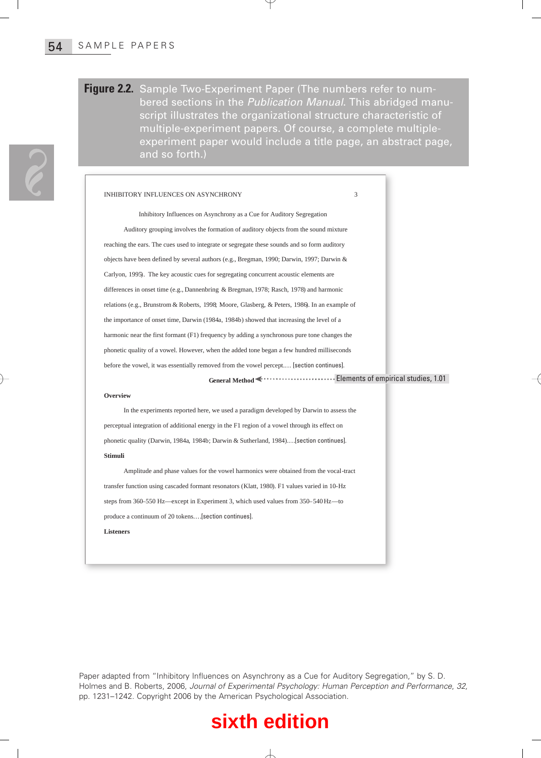**Figure 2.2.** Sample Two-Experiment Paper (The numbers refer to numbered sections in the *Publication Manual*. This abridged manuscript illustrates the organizational structure characteristic of multiple-experiment papers. Of course, a complete multiple-experiment paper would include a title page, an abstract page, and so forth.)

INHIBITORY INFLUENCES ON ASYNCHRONY 3

Inhibitory Influences on Asynchrony as a Cue for Auditory Segregation

Auditory grouping involves the formation of auditory objects from the sound mixture reaching the ears. The cues used to integrate or segregate these sounds and so form auditory objects have been defined by several authors (e.g., Bregman, 1990; Darwin, 1997; Darwin & Carlyon, 1995). The key acoustic cues for segregating concurrent acoustic elements are differences in onset time (e.g., Dannenbring & Bregman, 1978; Rasch, 1978) and harmonic relations (e.g., Brunstrom & Roberts, 1998; Moore, Glasberg, & Peters, 1986). In an example of the importance of onset time, Darwin (1984a, 1984b) showed that increasing the level of a harmonic near the first formant (F1) frequency by adding a synchronous pure tone changes the phonetic quality of a vowel. However, when the added tone began a few hundred milliseconds before the vowel, it was essentially removed from the vowel percept.… [section continues].

**General Method** ← Elements of empirical studies, 1.01

**Overview**

In the experiments reported here, we used a paradigm developed by Darwin to assess the perceptual integration of additional energy in the F1 region of a vowel through its effect on phonetic quality (Darwin, 1984a, 1984b; Darwin & Sutherland, 1984).…[section continues].

**Stimuli**

Amplitude and phase values for the vowel harmonics were obtained from the vocal-tract transfer function using cascaded formant resonators (Klatt, 1980). F1 values varied in 10-Hz steps from 360–550 Hz—except in Experiment 3, which used values from 350–540 Hz—to produce a continuum of 20 tokens.…[section continues].

**Listeners**

Paper adapted from "Inhibitory Influences on Asynchrony as a Cue for Auditory Segregation," by S. D. Holmes and B. Roberts, 2006, *Journal of Experimental Psychology: Human Perception and Performance, 32,* pp. 1231–1242. Copyright 2006 by the American Psychological Association.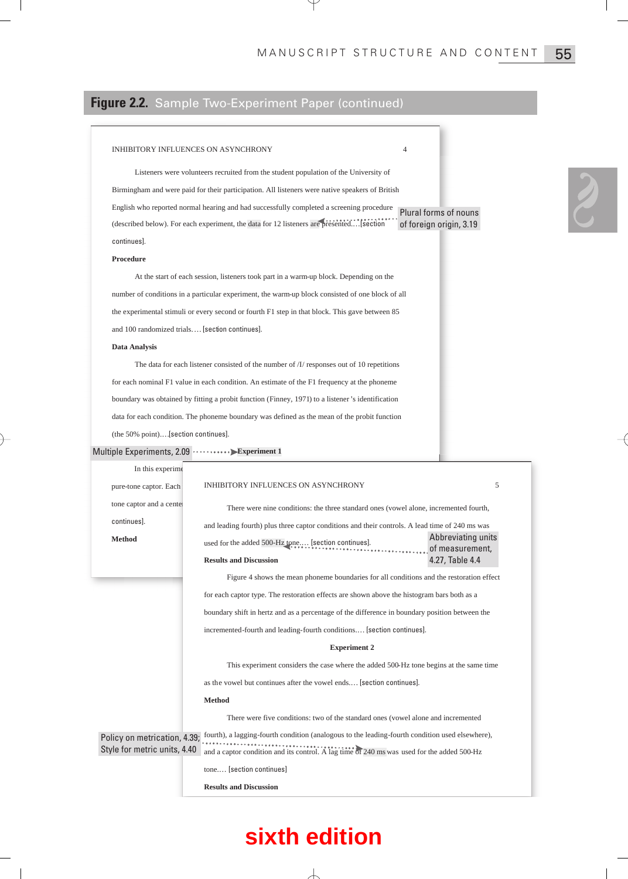## Figure 2.2. Sample Two-Experiment Paper (continued)

INHIBITORY INFLUENCES ON ASYNCHRONY 4

Listeners were volunteers recruited from the student population of the University of Birmingham and were paid for their participation. All listeners were native speakers of British English who reported normal hearing and had successfully completed a screening procedure (described below). For each experiment, the data for 12 listeners are presented.… [section continues].

Plural forms of nouns of foreign origin, 3.19

**Procedure**

At the start of each session, listeners took part in a warm-up block. Depending on the number of conditions in a particular experiment, the warm-up block consisted of one block of all the experimental stimuli or every second or fourth F1 step in that block. This gave between 85 and 100 randomized trials.… [section continues].

**Data Analysis**

The data for each listener consisted of the number of /I/ responses out of 10 repetitions for each nominal F1 value in each condition. An estimate of the F1 frequency at the phoneme boundary was obtained by fitting a probit function (Finney, 1971) to a listener 's identification data for each condition. The phoneme boundary was defined as the mean of the probit function (the 50% point)….[section continues].

Multiple Experiments, 2.09

**Experiment 1**

In this experime… pure-tone captor. Each… tone captor and a cente… continues].

**Method**

INHIBITORY INFLUENCES ON ASYNCHRONY 5

There were nine conditions: the three standard ones (vowel alone, incremented fourth, and leading fourth) plus three captor conditions and their controls. A lead time of 240 ms was used for the added 500-Hz tone.… [section continues].

Abbreviating units of measurement, 4.27, Table 4.4

**Results and Discussion**

Figure 4 shows the mean phoneme boundaries for all conditions and the restoration effect for each captor type. The restoration effects are shown above the histogram bars both as a boundary shift in hertz and as a percentage of the difference in boundary position between the incremented-fourth and leading-fourth conditions.… [section continues].

**Experiment 2**

This experiment considers the case where the added 500-Hz tone begins at the same time as the vowel but continues after the vowel ends.… [section continues].

**Method**

There were five conditions: two of the standard ones (vowel alone and incremented fourth), a lagging-fourth condition (analogous to the leading-fourth condition used elsewhere), and a captor condition and its control. A lag time of 240 ms was used for the added 500-Hz tone.… [section continues]

Policy on metrication, 4.39; Style for metric units, 4.40

**Results and Discussion**

sixth edition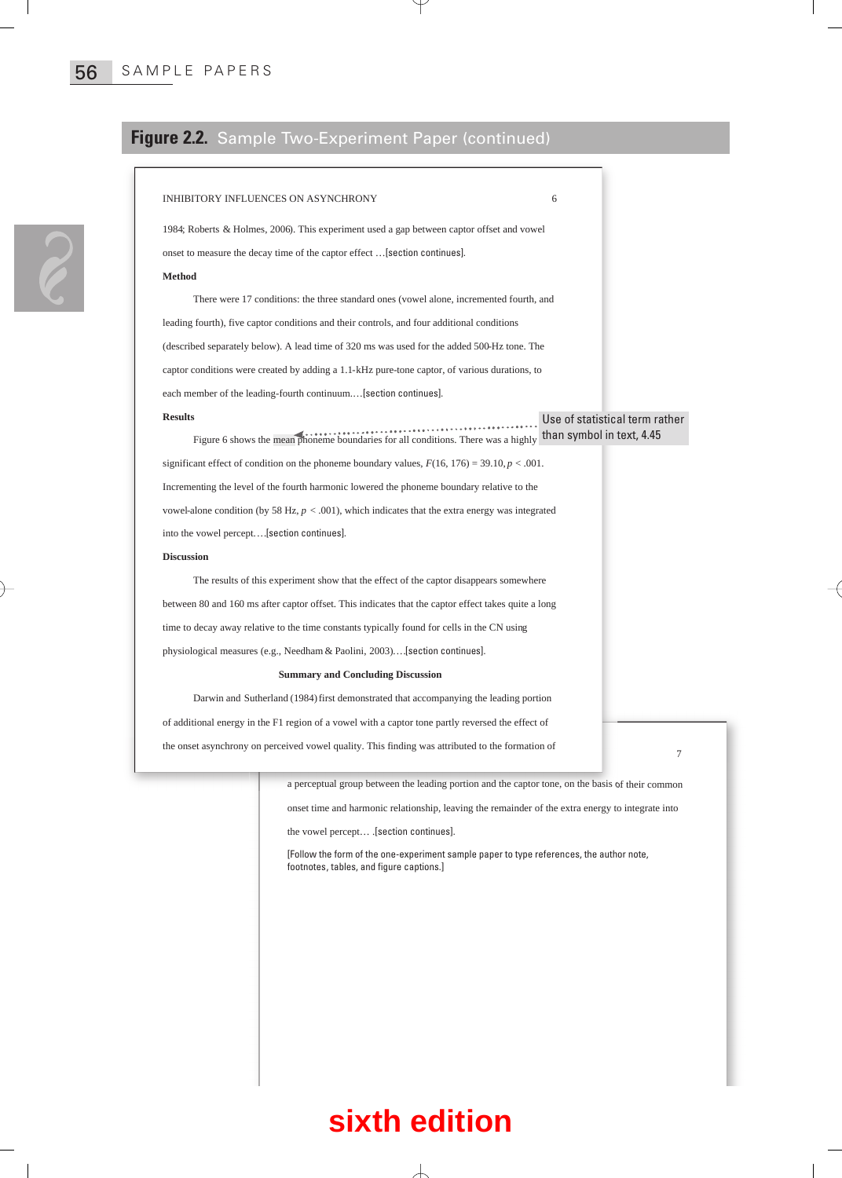## Figure 2.2. Sample Two-Experiment Paper (continued)

1984; Roberts & Holmes, 2006). This experiment used a gap between captor offset and vowel onset to measure the decay time of the captor effect …[section continues].

**Method**

There were 17 conditions: the three standard ones (vowel alone, incremented fourth, and leading fourth), five captor conditions and their controls, and four additional conditions (described separately below). A lead time of 320 ms was used for the added 500-Hz tone. The captor conditions were created by adding a 1.1-kHz pure-tone captor, of various durations, to each member of the leading-fourth continuum.…[section continues].

**Results**

Figure 6 shows the mean phoneme boundaries for all conditions. There was a highly significant effect of condition on the phoneme boundary values, $F(16, 176) = 39.10$, $p < .001$. Incrementing the level of the fourth harmonic lowered the phoneme boundary relative to the vowel-alone condition (by 58 Hz, $p < .001$), which indicates that the extra energy was integrated into the vowel percept.…[section continues].

Use of statistical term rather than symbol in text, 4.45

**Discussion**

The results of this experiment show that the effect of the captor disappears somewhere between 80 and 160 ms after captor offset. This indicates that the captor effect takes quite a long time to decay away relative to the time constants typically found for cells in the CN using physiological measures (e.g., Needham & Paolini, 2003).…[section continues].

**Summary and Concluding Discussion**

Darwin and Sutherland (1984) first demonstrated that accompanying the leading portion of additional energy in the F1 region of a vowel with a captor tone partly reversed the effect of the onset asynchrony on perceived vowel quality. This finding was attributed to the formation of a perceptual group between the leading portion and the captor tone, on the basis of their common onset time and harmonic relationship, leaving the remainder of the extra energy to integrate into the vowel percept… .[section continues].

[Follow the form of the one-experiment sample paper to type references, the author note, footnotes, tables, and figure captions.]

sixth edition